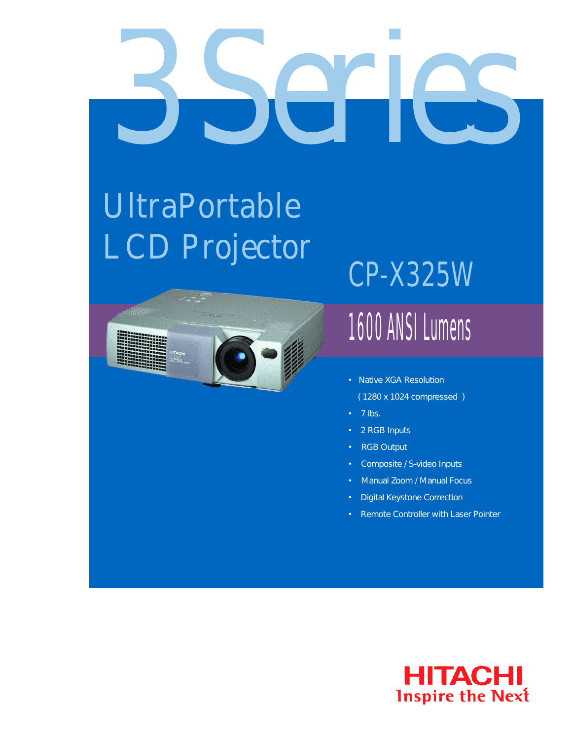# 3 Series

## UltraPortable LCD Projector

## CP-X325W

### 1600 ANSI Lumens

- Native XGA Resolution
  (1280 x 1024 compressed)
- 7 lbs.
- 2 RGB Inputs
- RGB Output
- Composite / S-video Inputs
- Manual Zoom / Manual Focus
- Digital Keystone Correction
- Remote Controller with Laser Pointer

HITACHI
Inspire the Next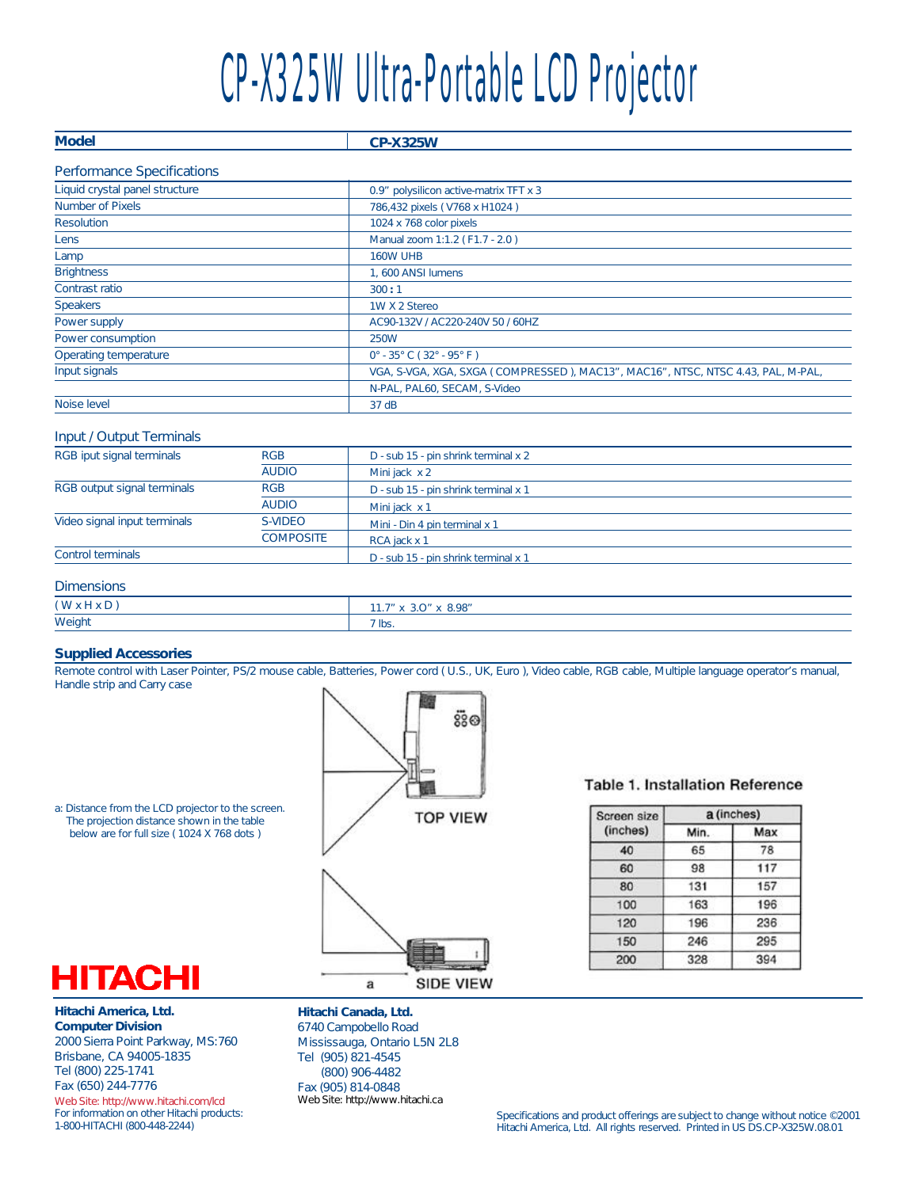# CP-X325W Ultra-Portable LCD Projector

| Model | CP-X325W |
| --- | --- |

## Performance Specifications

| | |
| --- | --- |
| Liquid crystal panel structure | 0.9" polysilicon active-matrix TFT x 3 |
| Number of Pixels | 786,432 pixels ( V768 x H1024 ) |
| Resolution | 1024 x 768 color pixels |
| Lens | Manual zoom 1:1.2 ( F1.7 - 2.0 ) |
| Lamp | 160W UHB |
| Brightness | 1, 600 ANSI lumens |
| Contrast ratio | 300 : 1 |
| Speakers | 1W X 2 Stereo |
| Power supply | AC90-132V / AC220-240V 50 / 60HZ |
| Power consumption | 250W |
| Operating temperature | 0° - 35° C ( 32° - 95° F ) |
| Input signals | VGA, S-VGA, XGA, SXGA ( COMPRESSED ), MAC13", MAC16", NTSC, NTSC 4.43, PAL, M-PAL, N-PAL, PAL60, SECAM, S-Video |
| Noise level | 37 dB |

## Input / Output Terminals

| | | |
| --- | --- | --- |
| RGB iput signal terminals | RGB | D - sub 15 - pin shrink terminal x 2 |
| | AUDIO | Mini jack x 2 |
| RGB output signal terminals | RGB | D - sub 15 - pin shrink terminal x 1 |
| | AUDIO | Mini jack x 1 |
| Video signal input terminals | S-VIDEO | Mini - Din 4 pin terminal x 1 |
| | COMPOSITE | RCA jack x 1 |
| Control terminals | | D - sub 15 - pin shrink terminal x 1 |

## Dimensions

| | |
| --- | --- |
| ( W x H x D ) | 11.7" x 3.0" x 8.98" |
| Weight | 7 lbs. |

## Supplied Accessories

Remote control with Laser Pointer, PS/2 mouse cable, Batteries, Power cord ( U.S., UK, Euro ), Video cable, RGB cable, Multiple language operator's manual, Handle strip and Carry case

a: Distance from the LCD projector to the screen. The projection distance shown in the table below are for full size ( 1024 X 768 dots )

TOP VIEW

a

SIDE VIEW

**Table 1. Installation Reference**

| Screen size (inches) | a (inches) | |
| --- | --- | --- |
| | Min. | Max |
| 40 | 65 | 78 |
| 60 | 98 | 117 |
| 80 | 131 | 157 |
| 100 | 163 | 196 |
| 120 | 196 | 236 |
| 150 | 246 | 295 |
| 200 | 328 | 394 |

**HITACHI**

**Hitachi America, Ltd.**
**Computer Division**
2000 Sierra Point Parkway, MS:760
Brisbane, CA 94005-1835
Tel (800) 225-1741
Fax (650) 244-7776
Web Site: http://www.hitachi.com/lcd
For information on other Hitachi products:
1-800-HITACHI (800-448-2244)

**Hitachi Canada, Ltd.**
6740 Campobello Road
Mississauga, Ontario L5N 2L8
Tel (905) 821-4545
(800) 906-4482
Fax (905) 814-0848
Web Site: http://www.hitachi.ca

Specifications and product offerings are subject to change without notice ©2001 Hitachi America, Ltd. All rights reserved. Printed in US DS.CP-X325W.08.01